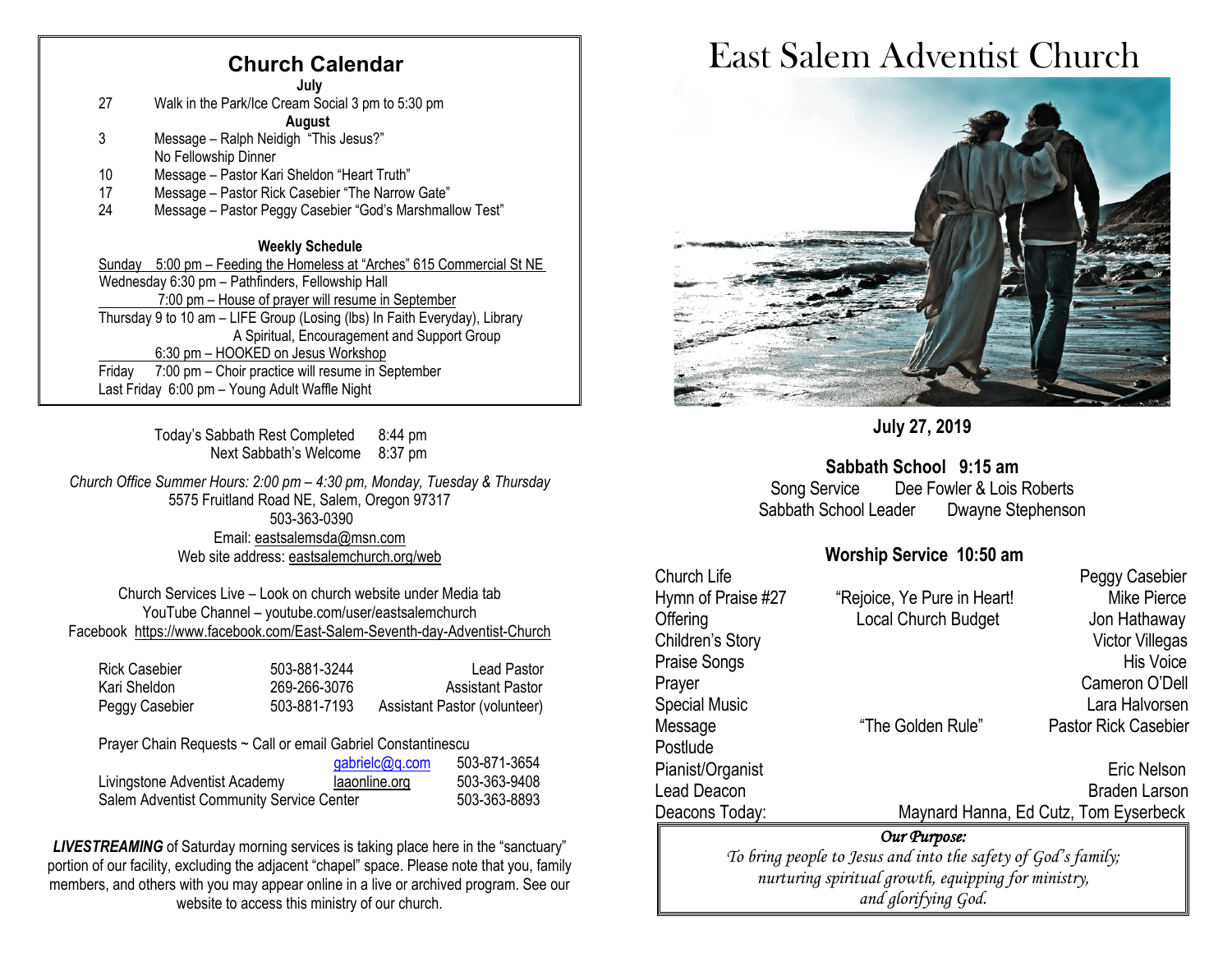## Church Calendar

**July**

27 Walk in the Park/Ice Cream Social 3 pm to 5:30 pm

**August**

3 Message – Ralph Neidigh "This Jesus?"
No Fellowship Dinner

10 Message – Pastor Kari Sheldon "Heart Truth"

17 Message – Pastor Rick Casebier "The Narrow Gate"

24 Message – Pastor Peggy Casebier "God's Marshmallow Test"

**Weekly Schedule**

Sunday 5:00 pm – Feeding the Homeless at "Arches" 615 Commercial St NE

Wednesday 6:30 pm – Pathfinders, Fellowship Hall
7:00 pm – House of prayer will resume in September

Thursday 9 to 10 am – LIFE Group (Losing (lbs) In Faith Everyday), Library
A Spiritual, Encouragement and Support Group
6:30 pm – HOOKED on Jesus Workshop

Friday 7:00 pm – Choir practice will resume in September

Last Friday 6:00 pm – Young Adult Waffle Night

Today's Sabbath Rest Completed 8:44 pm
Next Sabbath's Welcome 8:37 pm

*Church Office Summer Hours: 2:00 pm – 4:30 pm, Monday, Tuesday & Thursday*
5575 Fruitland Road NE, Salem, Oregon 97317
503-363-0390
Email: eastsalemsda@msn.com
Web site address: eastsalemchurch.org/web

Church Services Live – Look on church website under Media tab
YouTube Channel – youtube.com/user/eastsalemchurch
Facebook https://www.facebook.com/East-Salem-Seventh-day-Adventist-Church

| | | |
|---|---|---|
| Rick Casebier | 503-881-3244 | Lead Pastor |
| Kari Sheldon | 269-266-3076 | Assistant Pastor |
| Peggy Casebier | 503-881-7193 | Assistant Pastor (volunteer) |

Prayer Chain Requests ~ Call or email Gabriel Constantinescu

| | | |
|---|---|---|
| | gabrielc@q.com | 503-871-3654 |
| Livingstone Adventist Academy | laaonline.org | 503-363-9408 |
| Salem Adventist Community Service Center | | 503-363-8893 |

***LIVESTREAMING*** of Saturday morning services is taking place here in the "sanctuary" portion of our facility, excluding the adjacent "chapel" space. Please note that you, family members, and others with you may appear online in a live or archived program. See our website to access this ministry of our church.

# East Salem Adventist Church

**July 27, 2019**

**Sabbath School 9:15 am**

Song Service Dee Fowler & Lois Roberts
Sabbath School Leader Dwayne Stephenson

**Worship Service 10:50 am**

| | | |
|---|---|---|
| Church Life | | Peggy Casebier |
| Hymn of Praise #27 | "Rejoice, Ye Pure in Heart! | Mike Pierce |
| Offering | Local Church Budget | Jon Hathaway |
| Children's Story | | Victor Villegas |
| Praise Songs | | His Voice |
| Prayer | | Cameron O'Dell |
| Special Music | | Lara Halvorsen |
| Message | "The Golden Rule" | Pastor Rick Casebier |
| Postlude | | |
| Pianist/Organist | | Eric Nelson |
| Lead Deacon | | Braden Larson |
| Deacons Today: | | Maynard Hanna, Ed Cutz, Tom Eyserbeck |

***Our Purpose:***

*To bring people to Jesus and into the safety of God's family; nurturing spiritual growth, equipping for ministry, and glorifying God.*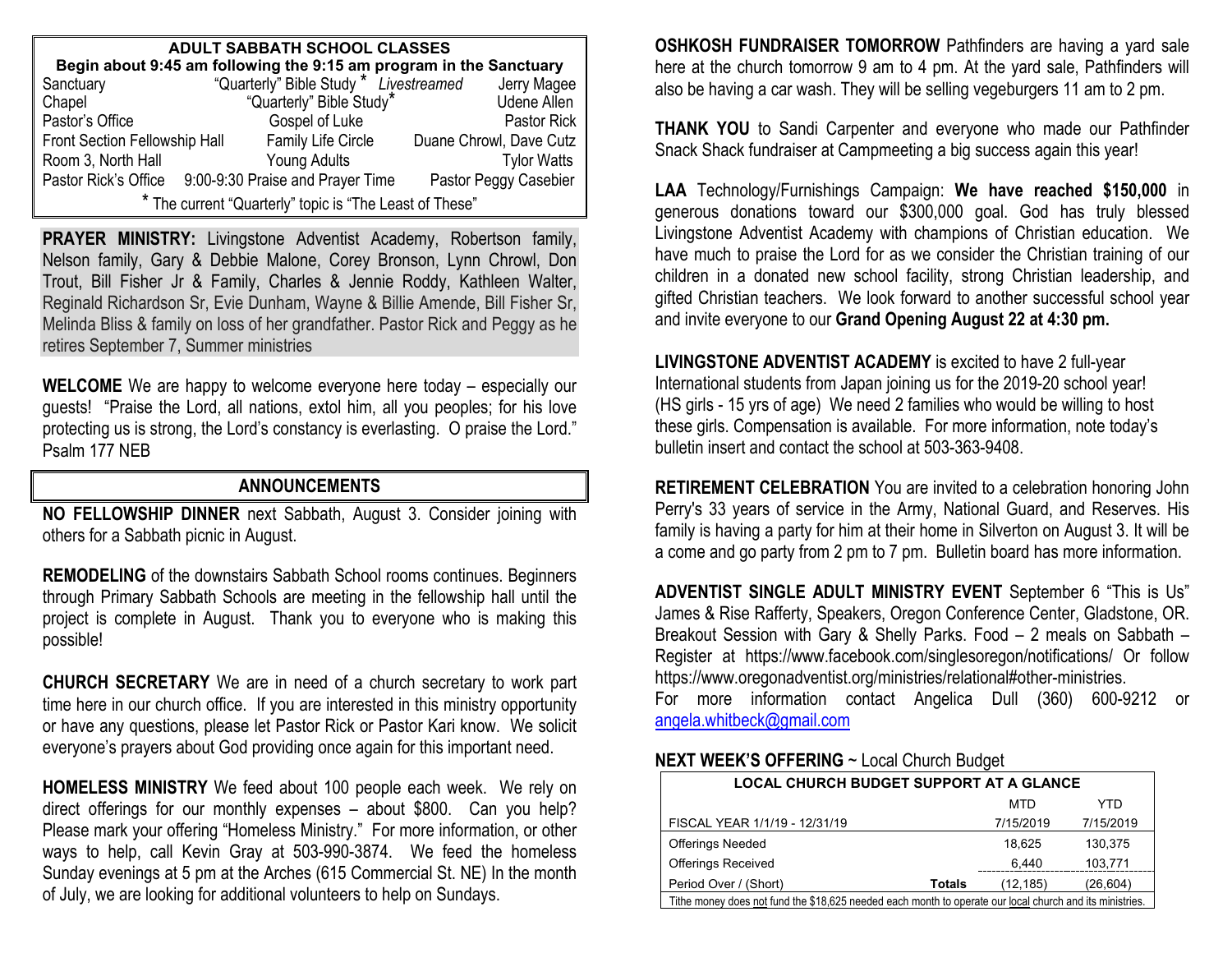## ADULT SABBATH SCHOOL CLASSES

**Begin about 9:45 am following the 9:15 am program in the Sanctuary**

| | | |
|---|---|---|
| Sanctuary | "Quarterly" Bible Study * *Livestreamed* | Jerry Magee |
| Chapel | "Quarterly" Bible Study* | Udene Allen |
| Pastor's Office | Gospel of Luke | Pastor Rick |
| Front Section Fellowship Hall | Family Life Circle | Duane Chrowl, Dave Cutz |
| Room 3, North Hall | Young Adults | Tylor Watts |
| Pastor Rick's Office | 9:00-9:30 Praise and Prayer Time | Pastor Peggy Casebier |

* The current "Quarterly" topic is "The Least of These"

**PRAYER MINISTRY:** Livingstone Adventist Academy, Robertson family, Nelson family, Gary & Debbie Malone, Corey Bronson, Lynn Chrowl, Don Trout, Bill Fisher Jr & Family, Charles & Jennie Roddy, Kathleen Walter, Reginald Richardson Sr, Evie Dunham, Wayne & Billie Amende, Bill Fisher Sr, Melinda Bliss & family on loss of her grandfather. Pastor Rick and Peggy as he retires September 7, Summer ministries

**WELCOME** We are happy to welcome everyone here today – especially our guests! "Praise the Lord, all nations, extol him, all you peoples; for his love protecting us is strong, the Lord's constancy is everlasting. O praise the Lord." Psalm 177 NEB

## ANNOUNCEMENTS

**NO FELLOWSHIP DINNER** next Sabbath, August 3. Consider joining with others for a Sabbath picnic in August.

**REMODELING** of the downstairs Sabbath School rooms continues. Beginners through Primary Sabbath Schools are meeting in the fellowship hall until the project is complete in August. Thank you to everyone who is making this possible!

**CHURCH SECRETARY** We are in need of a church secretary to work part time here in our church office. If you are interested in this ministry opportunity or have any questions, please let Pastor Rick or Pastor Kari know. We solicit everyone's prayers about God providing once again for this important need.

**HOMELESS MINISTRY** We feed about 100 people each week. We rely on direct offerings for our monthly expenses – about $800. Can you help? Please mark your offering "Homeless Ministry." For more information, or other ways to help, call Kevin Gray at 503-990-3874. We feed the homeless Sunday evenings at 5 pm at the Arches (615 Commercial St. NE) In the month of July, we are looking for additional volunteers to help on Sundays.

**OSHKOSH FUNDRAISER TOMORROW** Pathfinders are having a yard sale here at the church tomorrow 9 am to 4 pm. At the yard sale, Pathfinders will also be having a car wash. They will be selling vegeburgers 11 am to 2 pm.

**THANK YOU** to Sandi Carpenter and everyone who made our Pathfinder Snack Shack fundraiser at Campmeeting a big success again this year!

**LAA** Technology/Furnishings Campaign: **We have reached $150,000** in generous donations toward our $300,000 goal. God has truly blessed Livingstone Adventist Academy with champions of Christian education. We have much to praise the Lord for as we consider the Christian training of our children in a donated new school facility, strong Christian leadership, and gifted Christian teachers. We look forward to another successful school year and invite everyone to our **Grand Opening August 22 at 4:30 pm.**

**LIVINGSTONE ADVENTIST ACADEMY** is excited to have 2 full-year International students from Japan joining us for the 2019-20 school year! (HS girls - 15 yrs of age) We need 2 families who would be willing to host these girls. Compensation is available. For more information, note today's bulletin insert and contact the school at 503-363-9408.

**RETIREMENT CELEBRATION** You are invited to a celebration honoring John Perry's 33 years of service in the Army, National Guard, and Reserves. His family is having a party for him at their home in Silverton on August 3. It will be a come and go party from 2 pm to 7 pm. Bulletin board has more information.

**ADVENTIST SINGLE ADULT MINISTRY EVENT** September 6 "This is Us" James & Rise Rafferty, Speakers, Oregon Conference Center, Gladstone, OR. Breakout Session with Gary & Shelly Parks. Food – 2 meals on Sabbath – Register at https://www.facebook.com/singlesoregon/notifications/ Or follow https://www.oregonadventist.org/ministries/relational#other-ministries.
For more information contact Angelica Dull (360) 600-9212 or angela.whitbeck@gmail.com

**NEXT WEEK'S OFFERING** ~ Local Church Budget

| LOCAL CHURCH BUDGET SUPPORT AT A GLANCE | | MTD | YTD |
|---|---|---|---|
| FISCAL YEAR 1/1/19 - 12/31/19 | | 7/15/2019 | 7/15/2019 |
| Offerings Needed | | 18,625 | 130,375 |
| Offerings Received | | 6,440 | 103,771 |
| Period Over / (Short) | **Totals** | (12,185) | (26,604) |

Tithe money does not fund the $18,625 needed each month to operate our local church and its ministries.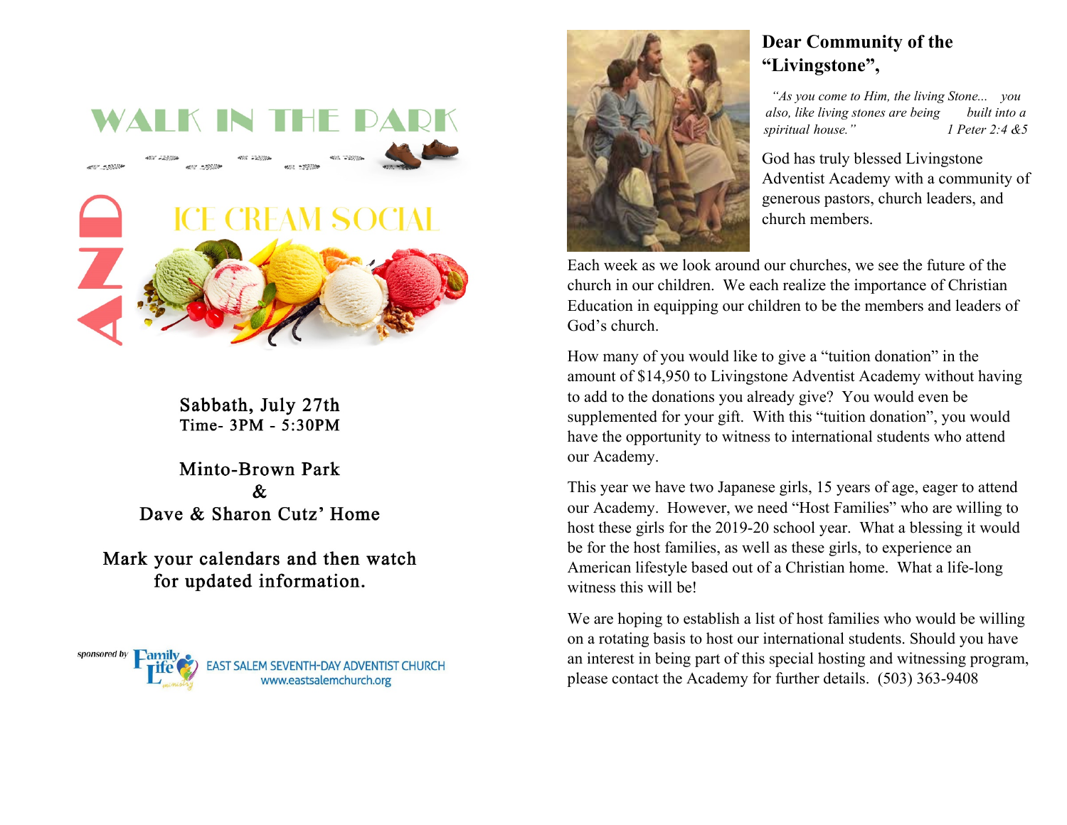# WALK IN THE PARK

# AND

# ICE CREAM SOCIAL

**Sabbath, July 27th**
**Time- 3PM - 5:30PM**

**Minto-Brown Park**
**&**
**Dave & Sharon Cutz' Home**

**Mark your calendars and then watch for updated information.**

sponsored by Family Life ministry

EAST SALEM SEVENTH-DAY ADVENTIST CHURCH
www.eastsalemchurch.org

## Dear Community of the "Livingstone",

*"As you come to Him, the living Stone... you also, like living stones are being built into a spiritual house."* 1 Peter 2:4 &5

God has truly blessed Livingstone Adventist Academy with a community of generous pastors, church leaders, and church members.

Each week as we look around our churches, we see the future of the church in our children. We each realize the importance of Christian Education in equipping our children to be the members and leaders of God's church.

How many of you would like to give a "tuition donation" in the amount of $14,950 to Livingstone Adventist Academy without having to add to the donations you already give? You would even be supplemented for your gift. With this "tuition donation", you would have the opportunity to witness to international students who attend our Academy.

This year we have two Japanese girls, 15 years of age, eager to attend our Academy. However, we need "Host Families" who are willing to host these girls for the 2019-20 school year. What a blessing it would be for the host families, as well as these girls, to experience an American lifestyle based out of a Christian home. What a life-long witness this will be!

We are hoping to establish a list of host families who would be willing on a rotating basis to host our international students. Should you have an interest in being part of this special hosting and witnessing program, please contact the Academy for further details. (503) 363-9408